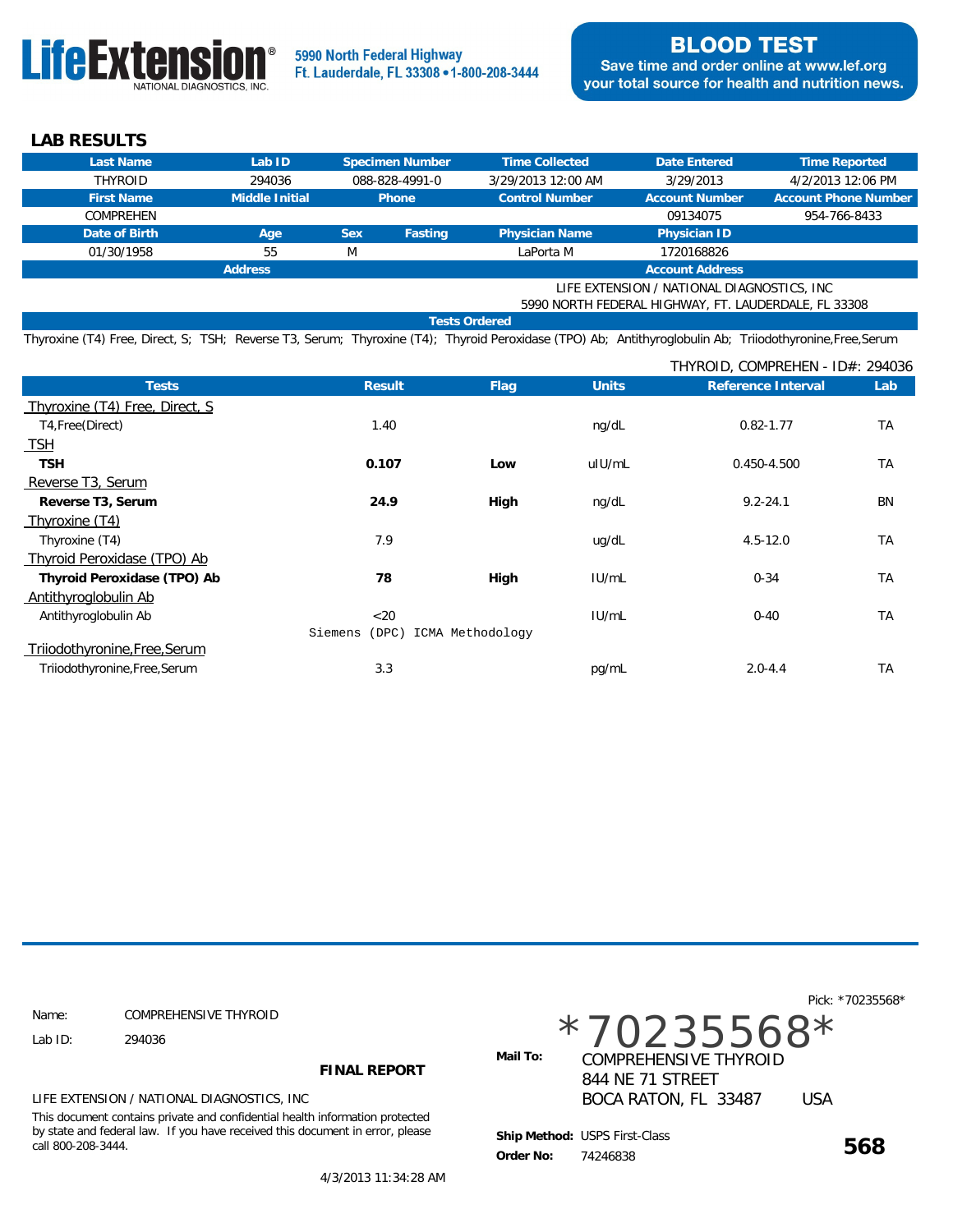**LifeExtension®** NATIONAL DIAGNOSTICS, INC.

5990 North Federal Highway
Ft. Lauderdale, FL 33308 • 1-800-208-3444

**BLOOD TEST**
Save time and order online at www.lef.org
your total source for health and nutrition news.

## LAB RESULTS

| Last Name | Lab ID | Specimen Number | | Time Collected | Date Entered | Time Reported |
|---|---|---|---|---|---|---|
| THYROID | 294036 | 088-828-4991-0 | | 3/29/2013 12:00 AM | 3/29/2013 | 4/2/2013 12:06 PM |
| **First Name** | **Middle Initial** | **Phone** | | **Control Number** | **Account Number** | **Account Phone Number** |
| COMPREHEN | | | | | 09134075 | 954-766-8433 |
| **Date of Birth** | **Age** | **Sex** | **Fasting** | **Physician Name** | **Physician ID** | |
| 01/30/1958 | 55 | M | | LaPorta M | 1720168826 | |
| **Address** | | | | | **Account Address** | |
| | | | | | LIFE EXTENSION / NATIONAL DIAGNOSTICS, INC 5990 NORTH FEDERAL HIGHWAY, FT. LAUDERDALE, FL 33308 | |

**Tests Ordered**

Thyroxine (T4) Free, Direct, S; TSH; Reverse T3, Serum; Thyroxine (T4); Thyroid Peroxidase (TPO) Ab; Antithyroglobulin Ab; Triiodothyronine,Free,Serum

THYROID, COMPREHEN - ID#: 294036

| Tests | Result | Flag | Units | Reference Interval | Lab |
|---|---|---|---|---|---|
| Thyroxine (T4) Free, Direct, S | | | | | |
| T4,Free(Direct) | 1.40 | | ng/dL | 0.82-1.77 | TA |
| TSH | | | | | |
| **TSH** | **0.107** | **Low** | uIU/mL | 0.450-4.500 | TA |
| Reverse T3, Serum | | | | | |
| **Reverse T3, Serum** | **24.9** | **High** | ng/dL | 9.2-24.1 | BN |
| Thyroxine (T4) | | | | | |
| Thyroxine (T4) | 7.9 | | ug/dL | 4.5-12.0 | TA |
| Thyroid Peroxidase (TPO) Ab | | | | | |
| **Thyroid Peroxidase (TPO) Ab** | **78** | **High** | IU/mL | 0-34 | TA |
| Antithyroglobulin Ab | | | | | |
| Antithyroglobulin Ab | <20 | | IU/mL | 0-40 | TA |
| | Siemens (DPC) ICMA Methodology | | | | |
| Triiodothyronine,Free,Serum | | | | | |
| Triiodothyronine,Free,Serum | 3.3 | | pg/mL | 2.0-4.4 | TA |

Name: COMPREHENSIVE THYROID
Lab ID: 294036

**FINAL REPORT**

LIFE EXTENSION / NATIONAL DIAGNOSTICS, INC

This document contains private and confidential health information protected by state and federal law. If you have received this document in error, please call 800-208-3444.

4/3/2013 11:34:28 AM

Pick: *70235568*

*70235568*

**Mail To:** COMPREHENSIVE THYROID
844 NE 71 STREET
BOCA RATON, FL 33487 USA

**Ship Method:** USPS First-Class
**Order No:** 74246838

**568**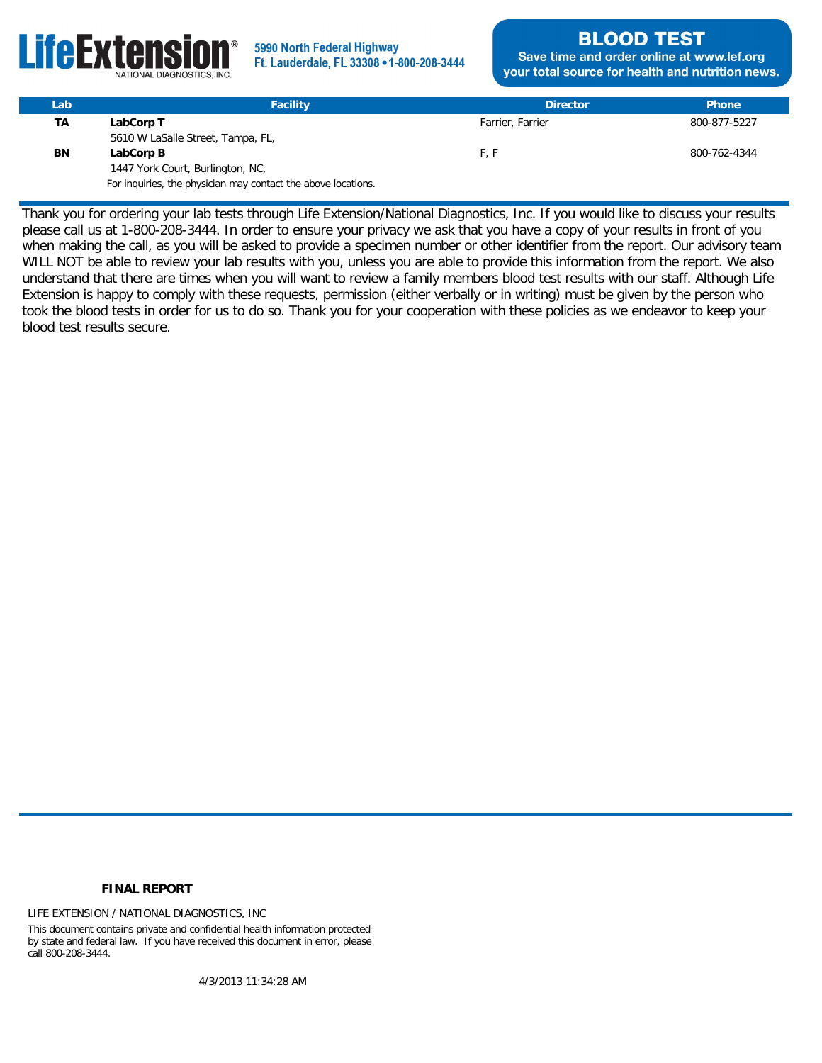**LifeExtension**® NATIONAL DIAGNOSTICS, INC.

5990 North Federal Highway
Ft. Lauderdale, FL 33308 • 1-800-208-3444

**BLOOD TEST**
Save time and order online at www.lef.org
your total source for health and nutrition news.

| Lab | Facility | Director | Phone |
|---|---|---|---|
| **TA** | **LabCorp T**<br>5610 W LaSalle Street, Tampa, FL, | Farrier, Farrier | 800-877-5227 |
| **BN** | **LabCorp B**<br>1447 York Court, Burlington, NC, | F, F | 800-762-4344 |

For inquiries, the physician may contact the above locations.

Thank you for ordering your lab tests through Life Extension/National Diagnostics, Inc. If you would like to discuss your results please call us at 1-800-208-3444. In order to ensure your privacy we ask that you have a copy of your results in front of you when making the call, as you will be asked to provide a specimen number or other identifier from the report. Our advisory team WILL NOT be able to review your lab results with you, unless you are able to provide this information from the report. We also understand that there are times when you will want to review a family members blood test results with our staff. Although Life Extension is happy to comply with these requests, permission (either verbally or in writing) must be given by the person who took the blood tests in order for us to do so. Thank you for your cooperation with these policies as we endeavor to keep your blood test results secure.

**FINAL REPORT**

LIFE EXTENSION / NATIONAL DIAGNOSTICS, INC

This document contains private and confidential health information protected by state and federal law. If you have received this document in error, please call 800-208-3444.

4/3/2013 11:34:28 AM